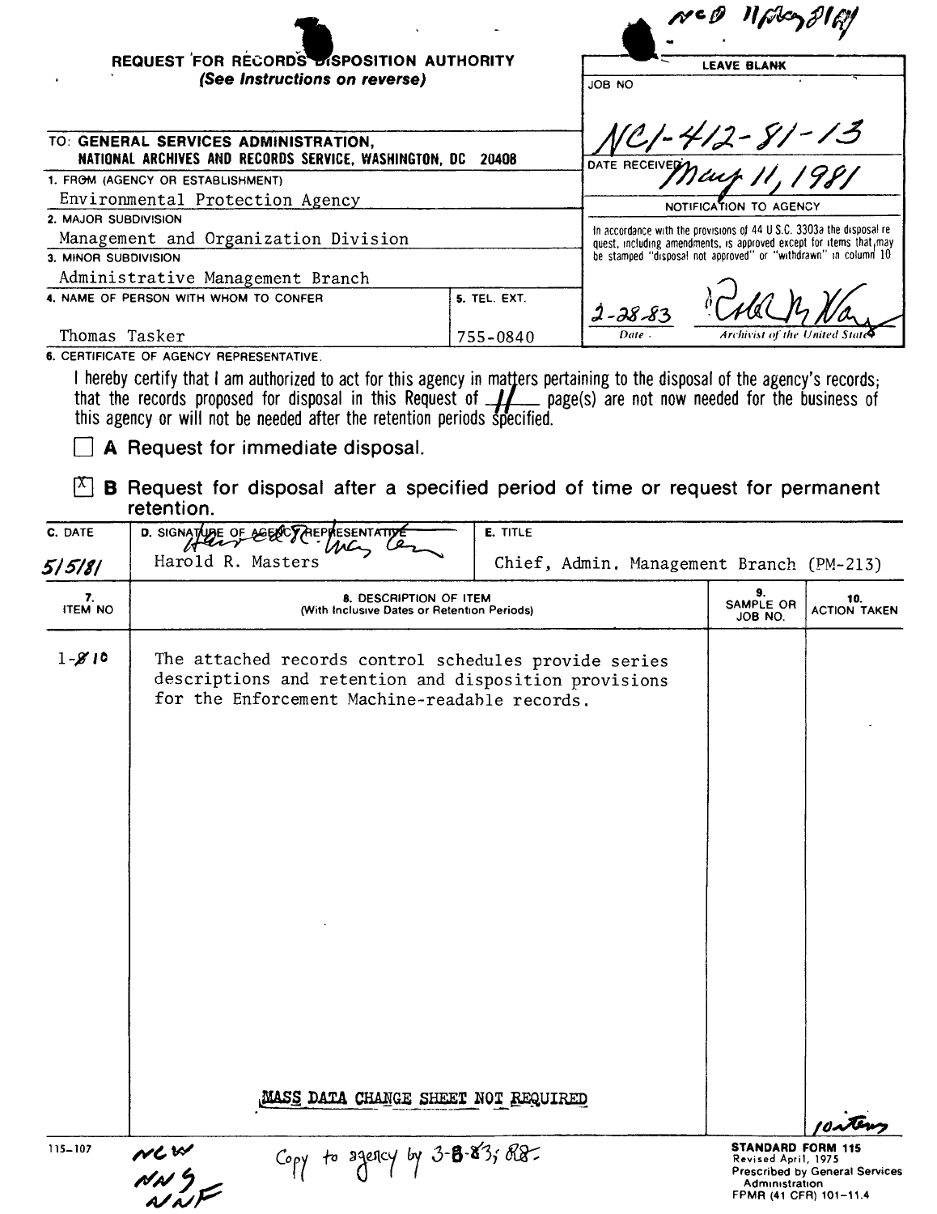NCD 11 May 81 [?]

**REQUEST FOR RECORDS DISPOSITION AUTHORITY**
*(See Instructions on reverse)*

| LEAVE BLANK |
|---|
| JOB NO NC1-412-81-13 |
| DATE RECEIVED May 11, 1981 |
| NOTIFICATION TO AGENCY |
| In accordance with the provisions of 44 U.S.C. 3303a the disposal request, including amendments, is approved except for items that may be stamped "disposal not approved" or "withdrawn" in column 10 |
| 2-28-83 (Date) — [signature] (Archivist of the United States) |

TO: **GENERAL SERVICES ADMINISTRATION, NATIONAL ARCHIVES AND RECORDS SERVICE, WASHINGTON, DC 20408**

1. FROM (AGENCY OR ESTABLISHMENT): Environmental Protection Agency
2. MAJOR SUBDIVISION: Management and Organization Division
3. MINOR SUBDIVISION: Administrative Management Branch
4. NAME OF PERSON WITH WHOM TO CONFER: Thomas Tasker
5. TEL. EXT.: 755-0840

6. CERTIFICATE OF AGENCY REPRESENTATIVE.

I hereby certify that I am authorized to act for this agency in matters pertaining to the disposal of the agency's records; that the records proposed for disposal in this Request of 11 page(s) are not now needed for the business of this agency or will not be needed after the retention periods specified.

☐ **A** Request for immediate disposal.

☒ **B** Request for disposal after a specified period of time or request for permanent retention.

| C. DATE | D. SIGNATURE OF AGENCY REPRESENTATIVE | E. TITLE |
|---|---|---|
| 5/5/81 | Harold R. Masters | Chief, Admin. Management Branch (PM-213) |

| 7. ITEM NO | 8. DESCRIPTION OF ITEM (With Inclusive Dates or Retention Periods) | 9. SAMPLE OR JOB NO. | 10. ACTION TAKEN |
|---|---|---|---|
| 1-~~8~~ 10 | The attached records control schedules provide series descriptions and retention and disposition provisions for the Enforcement Machine-readable records. | | |
| | MASS DATA CHANGE SHEET NOT REQUIRED | | 10 items |

115-107

NCW
NNS
NNF

Copy to agency by 3-8-83; R8.

**STANDARD FORM 115**
Revised April, 1975
Prescribed by General Services Administration
FPMR (41 CFR) 101-11.4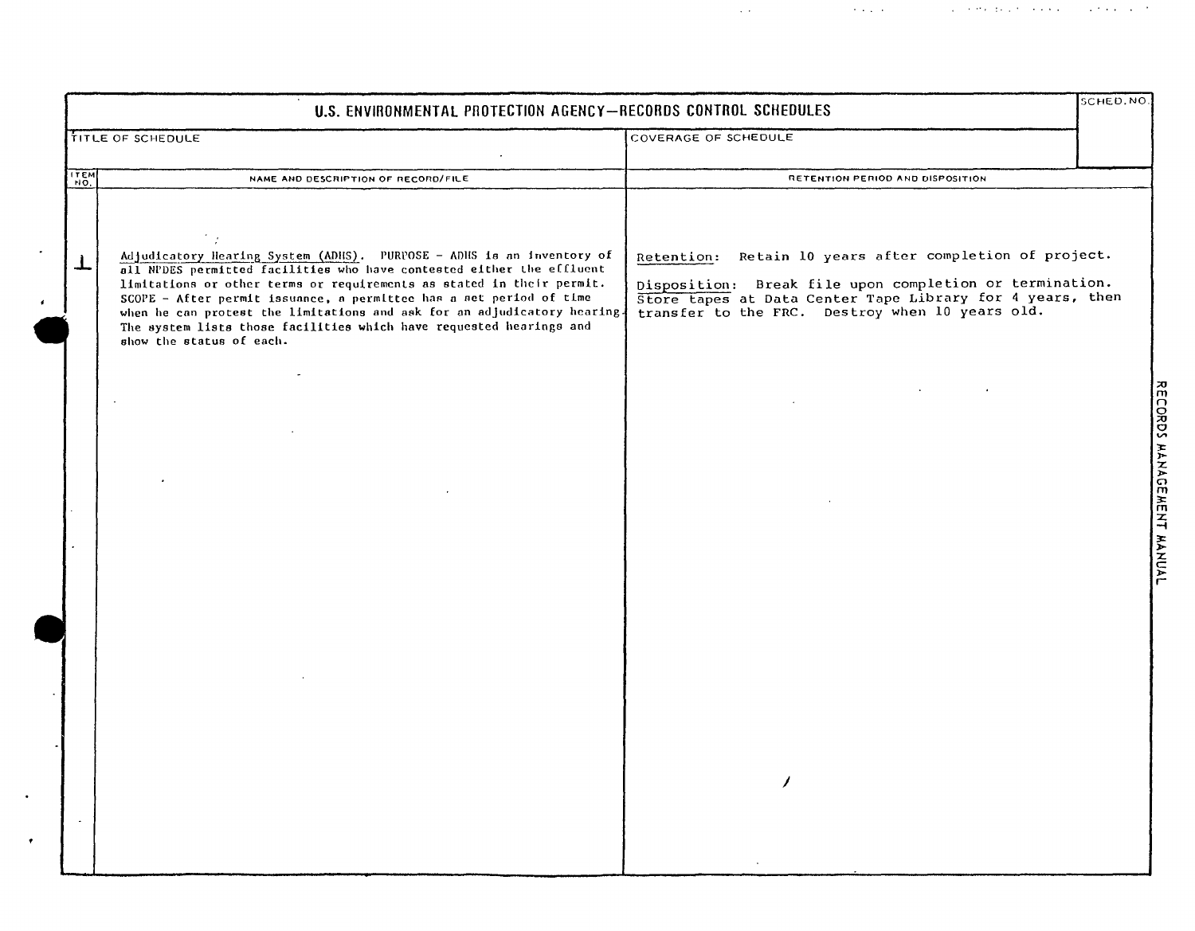# U.S. ENVIRONMENTAL PROTECTION AGENCY—RECORDS CONTROL SCHEDULES

| TITLE OF SCHEDULE | COVERAGE OF SCHEDULE | SCHED. NO. |
| --- | --- | --- |
| | | |

| ITEM NO. | NAME AND DESCRIPTION OF RECORD/FILE | RETENTION PERIOD AND DISPOSITION |
| --- | --- | --- |
| 1 | Adjudicatory Hearing System (ADHS). PURPOSE - ADHS is an inventory of all NPDES permitted facilities who have contested either the effluent limitations or other terms or requirements as stated in their permit. SCOPE - After permit issuance, a permittee has a set period of time when he can protest the limitations and ask for an adjudicatory hearing. The system lists those facilities which have requested hearings and show the status of each. | Retention: Retain 10 years after completion of project.<br><br>Disposition: Break file upon completion or termination. Store tapes at Data Center Tape Library for 4 years, then transfer to the FRC. Destroy when 10 years old. |

RECORDS MANAGEMENT MANUAL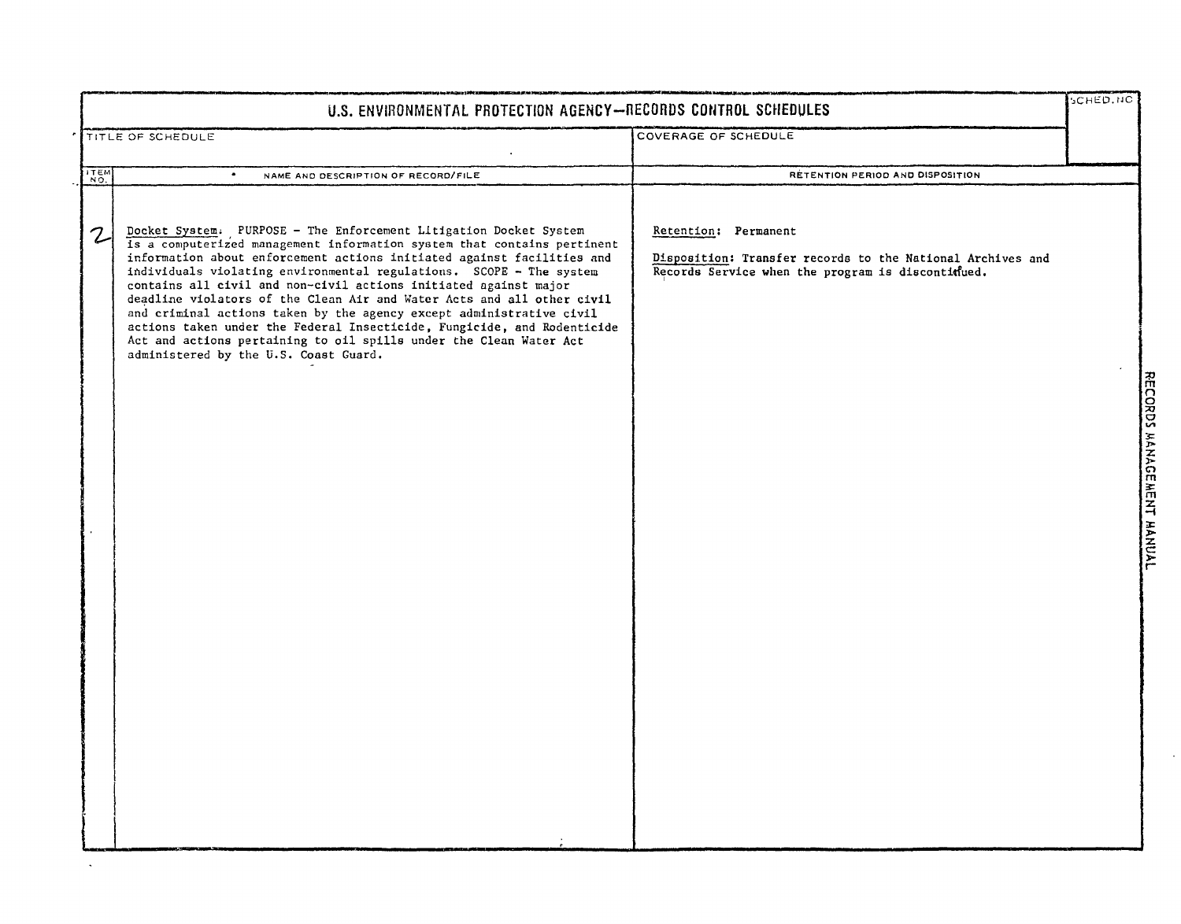# U.S. ENVIRONMENTAL PROTECTION AGENCY—RECORDS CONTROL SCHEDULES

| TITLE OF SCHEDULE | COVERAGE OF SCHEDULE | SCHED. NO. |
|---|---|---|
| | | |

| ITEM NO. | NAME AND DESCRIPTION OF RECORD/FILE | RETENTION PERIOD AND DISPOSITION |
|---|---|---|
| 2 | Docket System: PURPOSE - The Enforcement Litigation Docket System is a computerized management information system that contains pertinent information about enforcement actions initiated against facilities and individuals violating environmental regulations. SCOPE - The system contains all civil and non-civil actions initiated against major deadline violators of the Clean Air and Water Acts and all other civil and criminal actions taken by the agency except administrative civil actions taken under the Federal Insecticide, Fungicide, and Rodenticide Act and actions pertaining to oil spills under the Clean Water Act administered by the U.S. Coast Guard. | Retention: Permanent<br><br>Disposition: Transfer records to the National Archives and Records Service when the program is discontinued. |

RECORDS MANAGEMENT MANUAL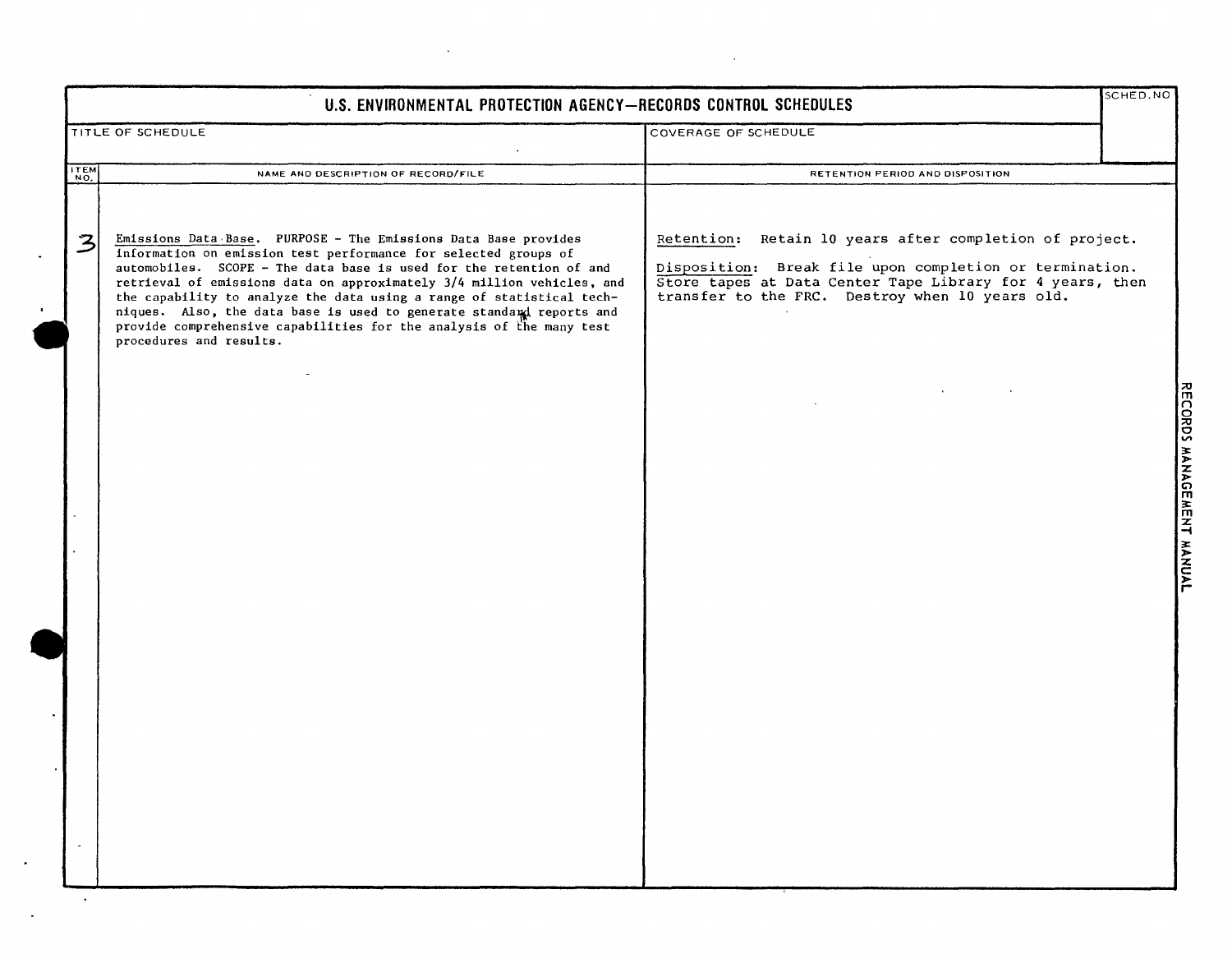# U.S. ENVIRONMENTAL PROTECTION AGENCY—RECORDS CONTROL SCHEDULES

| TITLE OF SCHEDULE | COVERAGE OF SCHEDULE | SCHED. NO |
|---|---|---|
| | | |

| ITEM NO. | NAME AND DESCRIPTION OF RECORD/FILE | RETENTION PERIOD AND DISPOSITION |
|---|---|---|
| 3 | Emissions Data Base. PURPOSE - The Emissions Data Base provides information on emission test performance for selected groups of automobiles. SCOPE - The data base is used for the retention of and retrieval of emissions data on approximately 3/4 million vehicles, and the capability to analyze the data using a range of statistical techniques. Also, the data base is used to generate standard reports and provide comprehensive capabilities for the analysis of the many test procedures and results. | Retention: Retain 10 years after completion of project.<br><br>Disposition: Break file upon completion or termination. Store tapes at Data Center Tape Library for 4 years, then transfer to the FRC. Destroy when 10 years old. |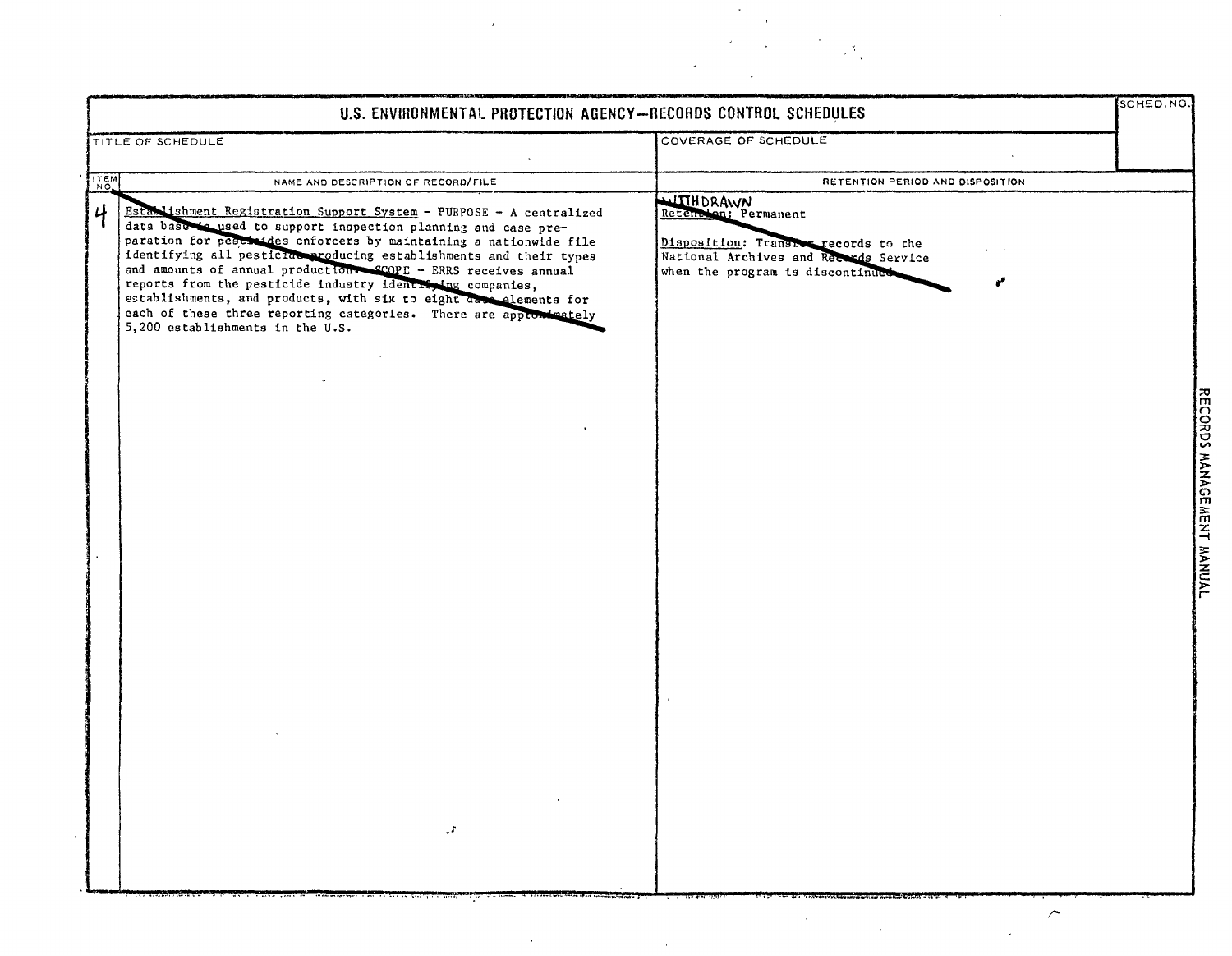# U.S. ENVIRONMENTAL PROTECTION AGENCY—RECORDS CONTROL SCHEDULES

| TITLE OF SCHEDULE | COVERAGE OF SCHEDULE | SCHED. NO. |
|---|---|---|
| | | |

| ITEM NO. | NAME AND DESCRIPTION OF RECORD/FILE | RETENTION PERIOD AND DISPOSITION |
|---|---|---|
| 4 | Establishment Registration Support System - PURPOSE - A centralized data base is used to support inspection planning and case preparation for pesticides enforcers by maintaining a nationwide file identifying all pesticide-producing establishments and their types and amounts of annual production. SCOPE - ERRS receives annual reports from the pesticide industry identifying companies, establishments, and products, with six to eight data elements for each of these three reporting categories. There are approximately 5,200 establishments in the U.S. | WITHDRAWN<br>Retention: Permanent<br><br>Disposition: Transfer records to the National Archives and Records Service when the program is discontinued. |

RECORDS MANAGEMENT MANUAL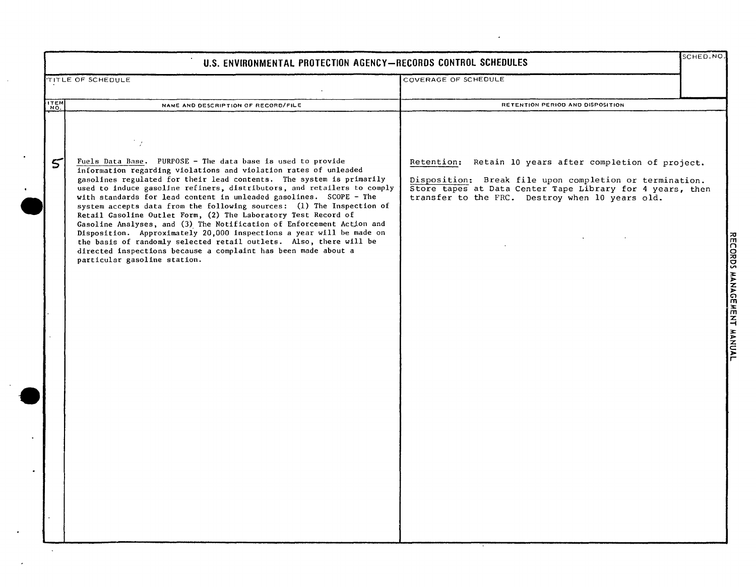# U.S. ENVIRONMENTAL PROTECTION AGENCY—RECORDS CONTROL SCHEDULES

| TITLE OF SCHEDULE | COVERAGE OF SCHEDULE | SCHED. NO. |
|---|---|---|
| | | |

| ITEM NO. | NAME AND DESCRIPTION OF RECORD/FILE | RETENTION PERIOD AND DISPOSITION |
|---|---|---|
| 5 | Fuels Data Base. PURPOSE - The data base is used to provide information regarding violations and violation rates of unleaded gasolines regulated for their lead contents. The system is primarily used to induce gasoline refiners, distributors, and retailers to comply with standards for lead content in unleaded gasolines. SCOPE - The system accepts data from the following sources: (1) The Inspection of Retail Gasoline Outlet Form, (2) The Laboratory Test Record of Gasoline Analyses, and (3) The Notification of Enforcement Action and Disposition. Approximately 20,000 inspections a year will be made on the basis of randomly selected retail outlets. Also, there will be directed inspections because a complaint has been made about a particular gasoline station. | Retention: Retain 10 years after completion of project.<br><br>Disposition: Break file upon completion or termination. Store tapes at Data Center Tape Library for 4 years, then transfer to the FRC. Destroy when 10 years old. |

RECORDS MANAGEMENT MANUAL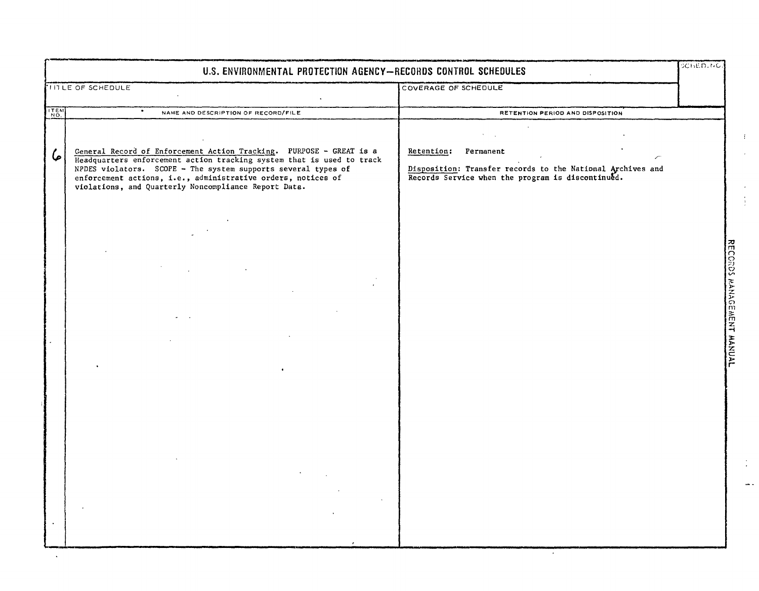# U.S. ENVIRONMENTAL PROTECTION AGENCY—RECORDS CONTROL SCHEDULES

| TITLE OF SCHEDULE | COVERAGE OF SCHEDULE | SCHED. NO. |
|---|---|---|
| | | |

| ITEM NO. | NAME AND DESCRIPTION OF RECORD/FILE | RETENTION PERIOD AND DISPOSITION |
|---|---|---|
| 6 | General Record of Enforcement Action Tracking. PURPOSE - GREAT is a Headquarters enforcement action tracking system that is used to track NPDES violators. SCOPE - The system supports several types of enforcement actions, i.e., administrative orders, notices of violations, and Quarterly Noncompliance Report Data. | Retention: Permanent<br><br>Disposition: Transfer records to the National Archives and Records Service when the program is discontinued. |

RECORDS MANAGEMENT MANUAL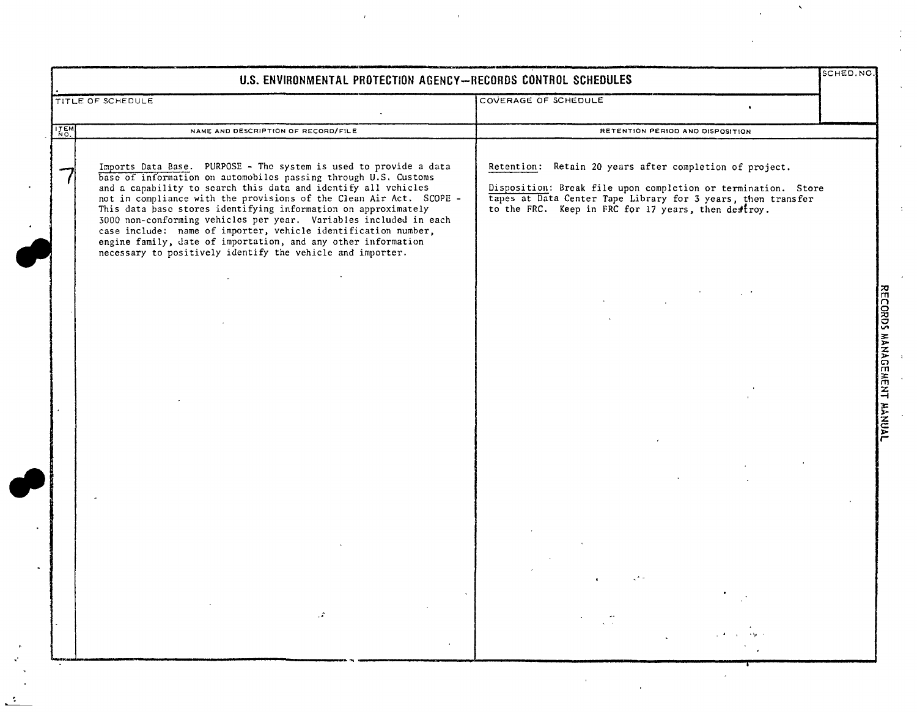# U.S. ENVIRONMENTAL PROTECTION AGENCY—RECORDS CONTROL SCHEDULES

| TITLE OF SCHEDULE | COVERAGE OF SCHEDULE | SCHED. NO. |
|---|---|---|
| | | |

| ITEM NO. | NAME AND DESCRIPTION OF RECORD/FILE | RETENTION PERIOD AND DISPOSITION |
|---|---|---|
| 7 | Imports Data Base. PURPOSE - The system is used to provide a data base of information on automobiles passing through U.S. Customs and a capability to search this data and identify all vehicles not in compliance with the provisions of the Clean Air Act. SCOPE - This data base stores identifying information on approximately 3000 non-conforming vehicles per year. Variables included in each case include: name of importer, vehicle identification number, engine family, date of importation, and any other information necessary to positively identify the vehicle and importer. | Retention: Retain 20 years after completion of project.<br><br>Disposition: Break file upon completion or termination. Store tapes at Data Center Tape Library for 3 years, then transfer to the FRC. Keep in FRC for 17 years, then destroy. |

RECORDS MANAGEMENT MANUAL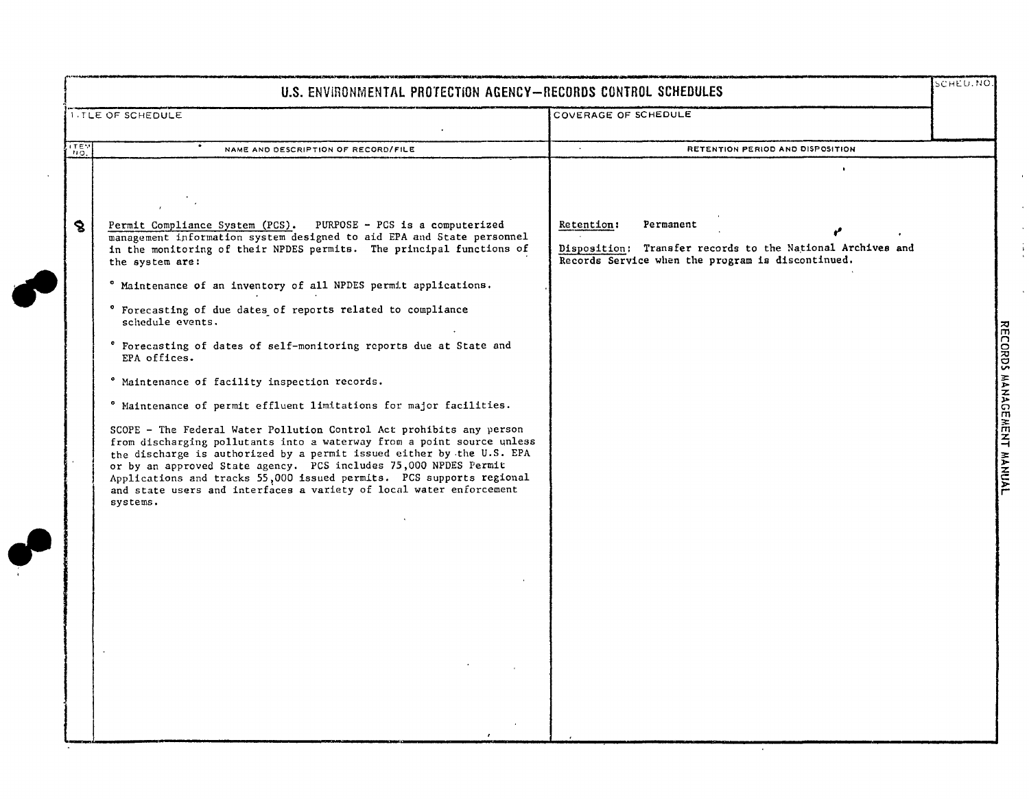# U.S. ENVIRONMENTAL PROTECTION AGENCY—RECORDS CONTROL SCHEDULES

| TITLE OF SCHEDULE | COVERAGE OF SCHEDULE | SCHED. NO. |
|---|---|---|
| | | |

| ITEM NO. | NAME AND DESCRIPTION OF RECORD/FILE | RETENTION PERIOD AND DISPOSITION |
|---|---|---|
| 8 | Permit Compliance System (PCS). PURPOSE - PCS is a computerized management information system designed to aid EPA and State personnel in the monitoring of their NPDES permits. The principal functions of the system are:<br><br>° Maintenance of an inventory of all NPDES permit applications.<br><br>° Forecasting of due dates of reports related to compliance schedule events.<br><br>° Forecasting of dates of self-monitoring reports due at State and EPA offices.<br><br>° Maintenance of facility inspection records.<br><br>° Maintenance of permit effluent limitations for major facilities.<br><br>SCOPE - The Federal Water Pollution Control Act prohibits any person from discharging pollutants into a waterway from a point source unless the discharge is authorized by a permit issued either by the U.S. EPA or by an approved State agency. PCS includes 75,000 NPDES Permit Applications and tracks 55,000 issued permits. PCS supports regional and state users and interfaces a variety of local water enforcement systems. | Retention: Permanent<br><br>Disposition: Transfer records to the National Archives and Records Service when the program is discontinued. |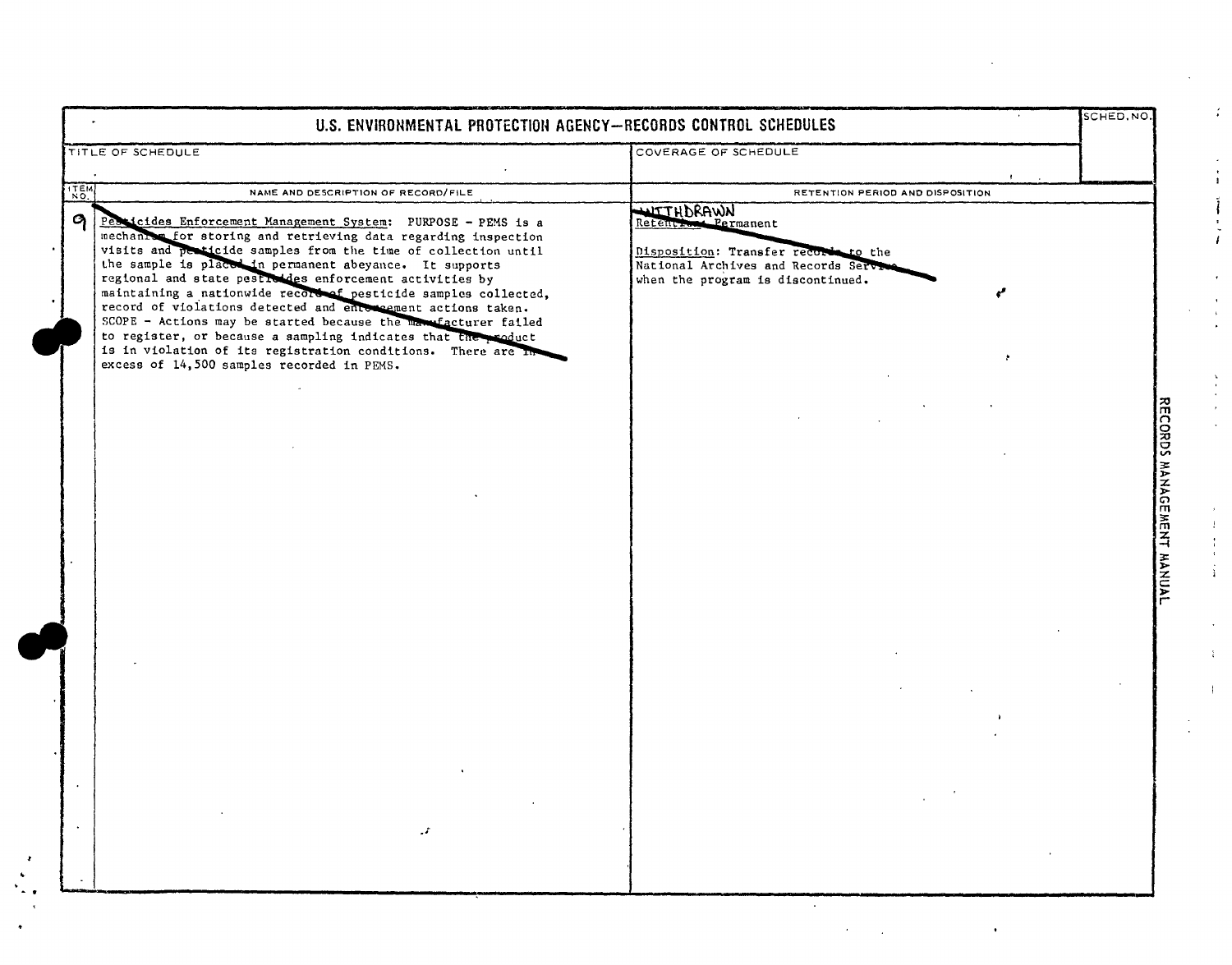# U.S. ENVIRONMENTAL PROTECTION AGENCY—RECORDS CONTROL SCHEDULES

| TITLE OF SCHEDULE | COVERAGE OF SCHEDULE | SCHED. NO. |
|---|---|---|
| | | |

| ITEM NO. | NAME AND DESCRIPTION OF RECORD/FILE | RETENTION PERIOD AND DISPOSITION |
|---|---|---|
| 9 | Pesticides Enforcement Management System: PURPOSE - PEMS is a mechanism for storing and retrieving data regarding inspection visits and pesticide samples from the time of collection until the sample is placed in permanent abeyance. It supports regional and state pesticides enforcement activities by maintaining a nationwide record of pesticide samples collected, record of violations detected and enforcement actions taken. SCOPE - Actions may be started because the manufacturer failed to register, or because a sampling indicates that the product is in violation of its registration conditions. There are in excess of 14,500 samples recorded in PEMS. | WITHDRAWN<br>Retention: Permanent<br><br>Disposition: Transfer records to the National Archives and Records Service when the program is discontinued. |

RECORDS MANAGEMENT MANUAL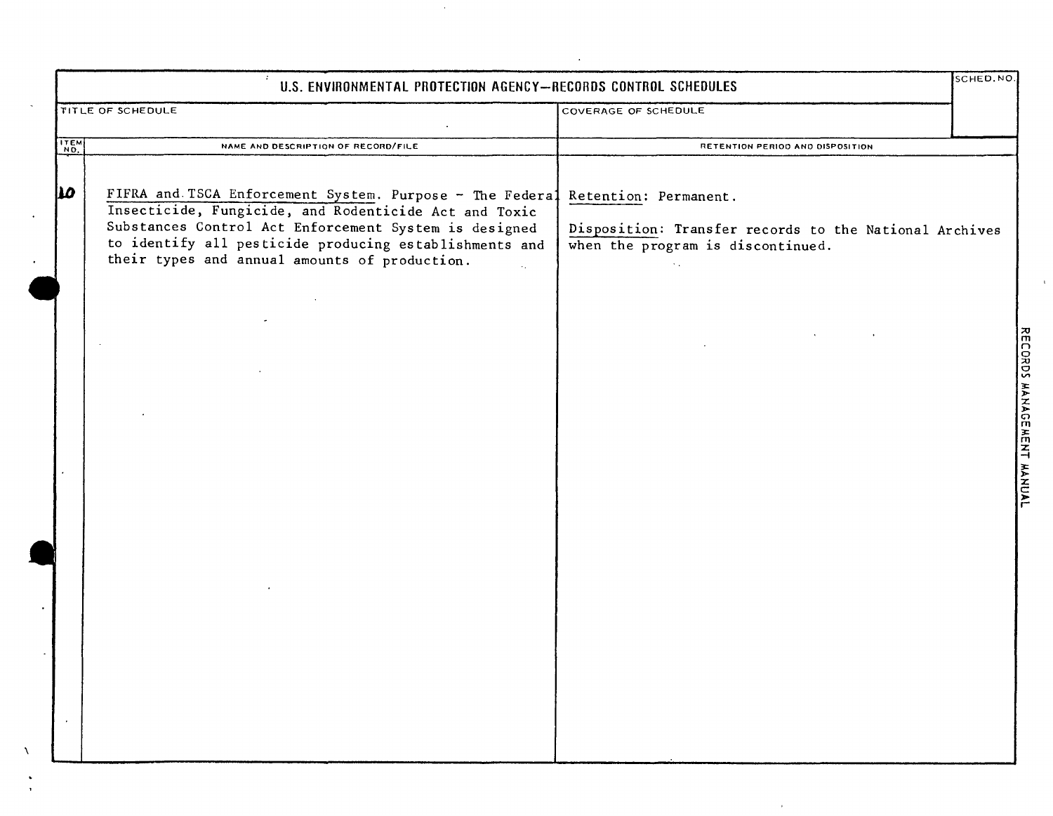# U.S. ENVIRONMENTAL PROTECTION AGENCY—RECORDS CONTROL SCHEDULES

| TITLE OF SCHEDULE | COVERAGE OF SCHEDULE | SCHED. NO. |
| --- | --- | --- |
| | | |

| ITEM NO. | NAME AND DESCRIPTION OF RECORD/FILE | RETENTION PERIOD AND DISPOSITION |
| --- | --- | --- |
| 10 | FIFRA and TSCA Enforcement System. Purpose - The Federal Insecticide, Fungicide, and Rodenticide Act and Toxic Substances Control Act Enforcement System is designed to identify all pesticide producing establishments and their types and annual amounts of production. | Retention: Permanent.<br><br>Disposition: Transfer records to the National Archives when the program is discontinued. |

RECORDS MANAGEMENT MANUAL